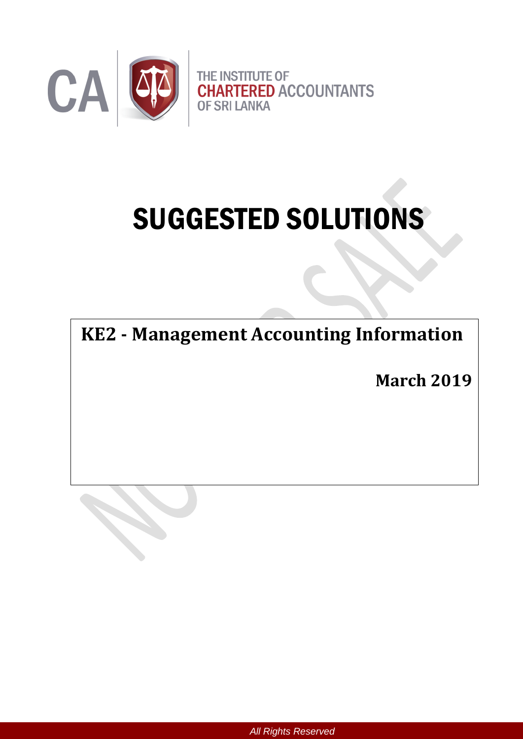CA | THE INSTITUTE OF CHARTERED ACCOUNTANTS OF SRI LANKA

# SUGGESTED SOLUTIONS

## KE2 - Management Accounting Information

**March 2019**

*All Rights Reserved*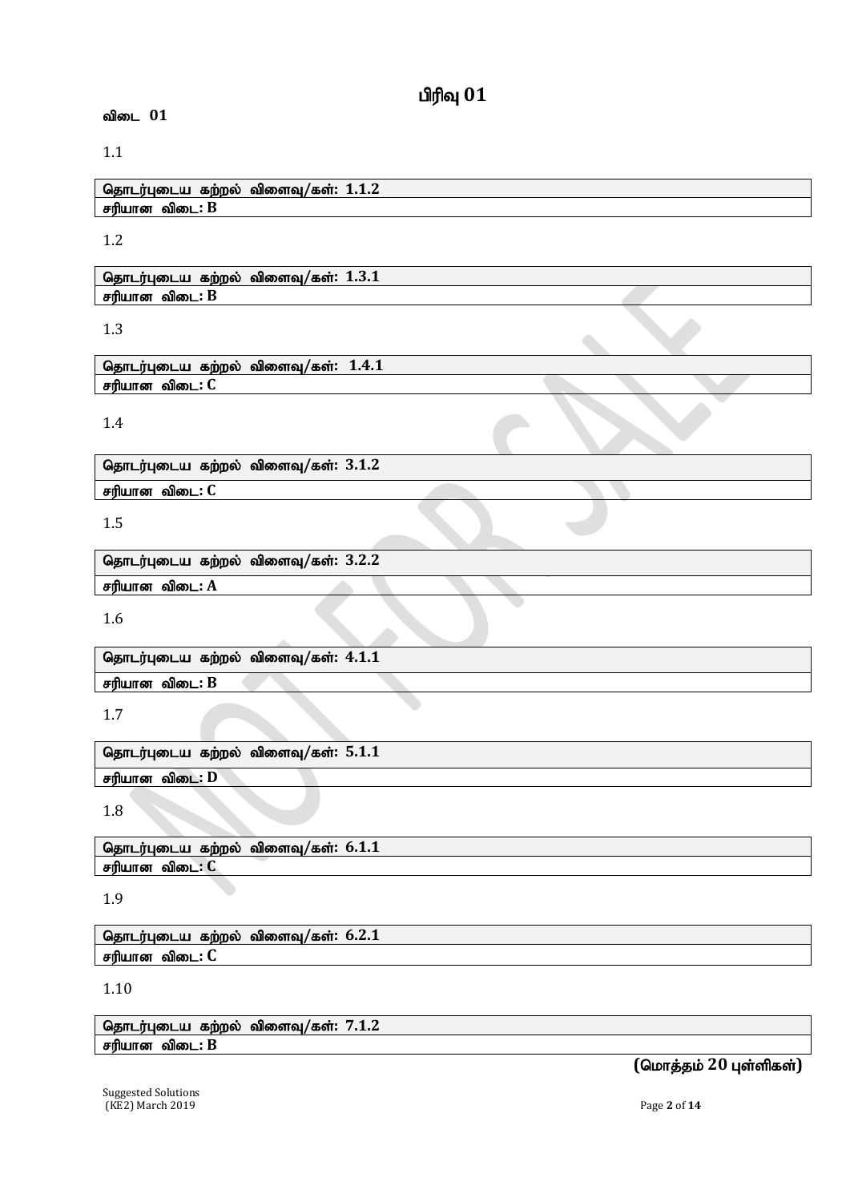# பிரிவு 01

**விடை 01**

1.1

| தொடர்புடைய கற்றல் விளைவு/கள்: 1.1.2 |
|---|
| சரியான விடை: B |

1.2

| தொடர்புடைய கற்றல் விளைவு/கள்: 1.3.1 |
|---|
| சரியான விடை: B |

1.3

| தொடர்புடைய கற்றல் விளைவு/கள்: 1.4.1 |
|---|
| சரியான விடை: C |

1.4

| தொடர்புடைய கற்றல் விளைவு/கள்: 3.1.2 |
|---|
| சரியான விடை: C |

1.5

| தொடர்புடைய கற்றல் விளைவு/கள்: 3.2.2 |
|---|
| சரியான விடை: A |

1.6

| தொடர்புடைய கற்றல் விளைவு/கள்: 4.1.1 |
|---|
| சரியான விடை: B |

1.7

| தொடர்புடைய கற்றல் விளைவு/கள்: 5.1.1 |
|---|
| சரியான விடை: D |

1.8

| தொடர்புடைய கற்றல் விளைவு/கள்: 6.1.1 |
|---|
| சரியான விடை: C |

1.9

| தொடர்புடைய கற்றல் விளைவு/கள்: 6.2.1 |
|---|
| சரியான விடை: C |

1.10

| தொடர்புடைய கற்றல் விளைவு/கள்: 7.1.2 |
|---|
| சரியான விடை: B |

**(மொத்தம் 20 புள்ளிகள்)**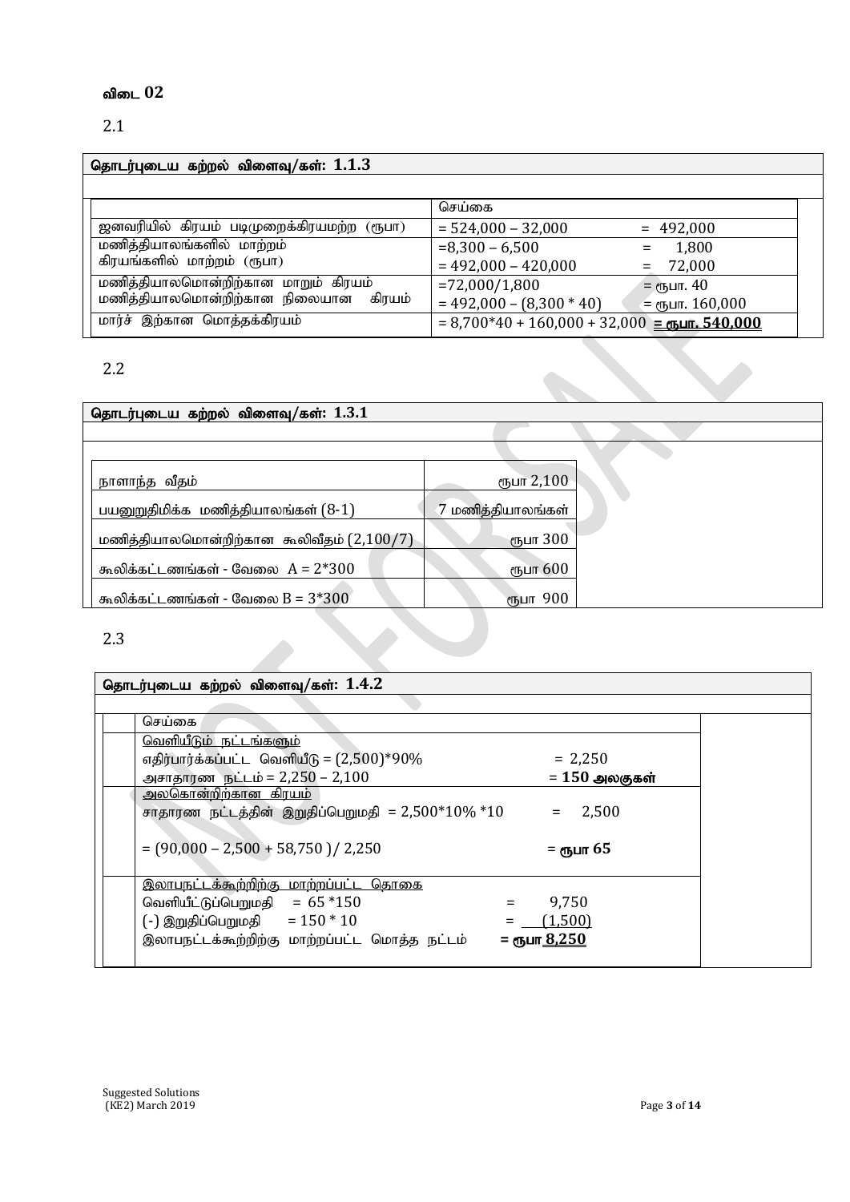**விடை 02**

2.1

| தொடர்புடைய கற்றல் விளைவு/கள்: 1.1.3 | | |
|---|---|---|
| | செய்கை | |
| ஜனவரியில் கிரயம் படிமுறைக்கிரயமற்ற (ரூபா) | = 524,000 – 32,000 | = 492,000 |
| மணித்தியாலங்களில் மாற்றம் | =8,300 – 6,500 | = 1,800 |
| கிரயங்களில் மாற்றம் (ரூபா) | = 492,000 – 420,000 | = 72,000 |
| மணித்தியாலமொன்றிற்கான மாறும் கிரயம் | =72,000/1,800 | = ரூபா. 40 |
| மணித்தியாலமொன்றிற்கான நிலையான கிரயம் | = 492,000 – (8,300 * 40) | = ரூபா. 160,000 |
| மார்ச் இற்கான மொத்தக்கிரயம் | = 8,700*40 + 160,000 + 32,000 | = **ரூபா. 540,000** |

2.2

| தொடர்புடைய கற்றல் விளைவு/கள்: 1.3.1 | |
|---|---|
| நாளாந்த வீதம் | ரூபா 2,100 |
| பயனுறுதிமிக்க மணித்தியாலங்கள் (8-1) | 7 மணித்தியாலங்கள் |
| மணித்தியாலமொன்றிற்கான கூலிவீதம் (2,100/7) | ரூபா 300 |
| கூலிக்கட்டணங்கள் - வேலை A = 2*300 | ரூபா 600 |
| கூலிக்கட்டணங்கள் - வேலை B = 3*300 | ரூபா 900 |

2.3

**தொடர்புடைய கற்றல் விளைவு/கள்: 1.4.2**

செய்கை

<u>வெளியீடும் நட்டங்களும்</u>

எதிர்பார்க்கப்பட்ட வெளியீடு = (2,500)*90% = 2,250

அசாதாரண நட்டம் = 2,250 – 2,100 = **150 அலகுகள்**

<u>அலகொன்றிற்கான கிரயம்</u>

சாதாரண நட்டத்தின் இறுதிப்பெறுமதி = 2,500*10% *10 = 2,500

= (90,000 – 2,500 + 58,750 )/ 2,250 = **ரூபா 65**

<u>இலாபநட்டக்கூற்றிற்கு மாற்றப்பட்ட தொகை</u>

| | | |
|---|---|---|
| வெளியீட்டுப்பெறுமதி | = 65 *150 | = 9,750 |
| (-) இறுதிப்பெறுமதி | = 150 * 10 | = (1,500) |
| இலாபநட்டக்கூற்றிற்கு மாற்றப்பட்ட மொத்த நட்டம் | | = **ரூபா 8,250** |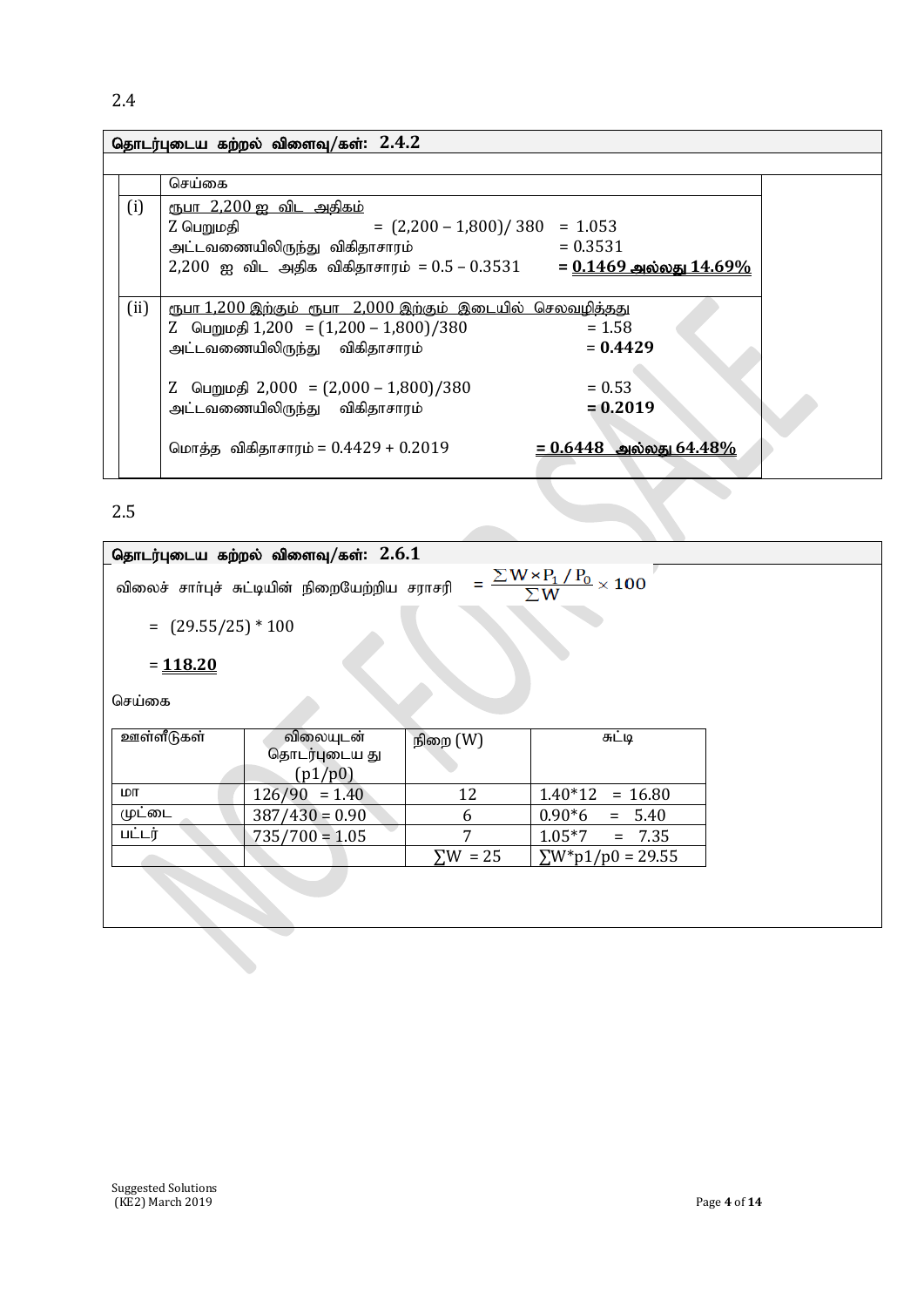2.4

**தொடர்புடைய கற்றல் விளைவு/கள்: 2.4.2**

செய்கை

(i) ரூபா 2,200 ஐ விட அதிகம்

Z பெறுமதி = (2,200 – 1,800)/ 380 = 1.053

அட்டவணையிலிருந்து விகிதாசாரம் = 0.3531

2,200 ஐ விட அதிக விகிதாசாரம் = 0.5 – 0.3531 = **0.1469 அல்லது 14.69%**

(ii) ரூபா 1,200 இற்கும் ரூபா 2,000 இற்கும் இடையில் செலவழித்தது

Z பெறுமதி 1,200 = (1,200 – 1,800)/380 = 1.58

அட்டவணையிலிருந்து விகிதாசாரம் = **0.4429**

Z பெறுமதி 2,000 = (2,000 – 1,800)/380 = 0.53

அட்டவணையிலிருந்து விகிதாசாரம் = **0.2019**

மொத்த விகிதாசாரம் = 0.4429 + 0.2019 = **0.6448 அல்லது 64.48%**

2.5

**தொடர்புடைய கற்றல் விளைவு/கள்: 2.6.1**

விலைச் சார்புச் சுட்டியின் நிறையேற்றிய சராசரி $= \frac{\sum W \times P_1 / P_0}{\sum W} \times 100$

= (29.55/25) * 100

= **118.20**

செய்கை

| ஊள்ளீடுகள் | விலையுடன் தொடர்புடைய து (p1/p0) | நிறை (W) | சுட்டி |
|---|---|---|---|
| மா | 126/90 = 1.40 | 12 | 1.40*12 = 16.80 |
| முட்டை | 387/430 = 0.90 | 6 | 0.90*6 = 5.40 |
| பட்டர் | 735/700 = 1.05 | 7 | 1.05*7 = 7.35 |
| | | ∑W = 25 | ∑W*p1/p0 = 29.55 |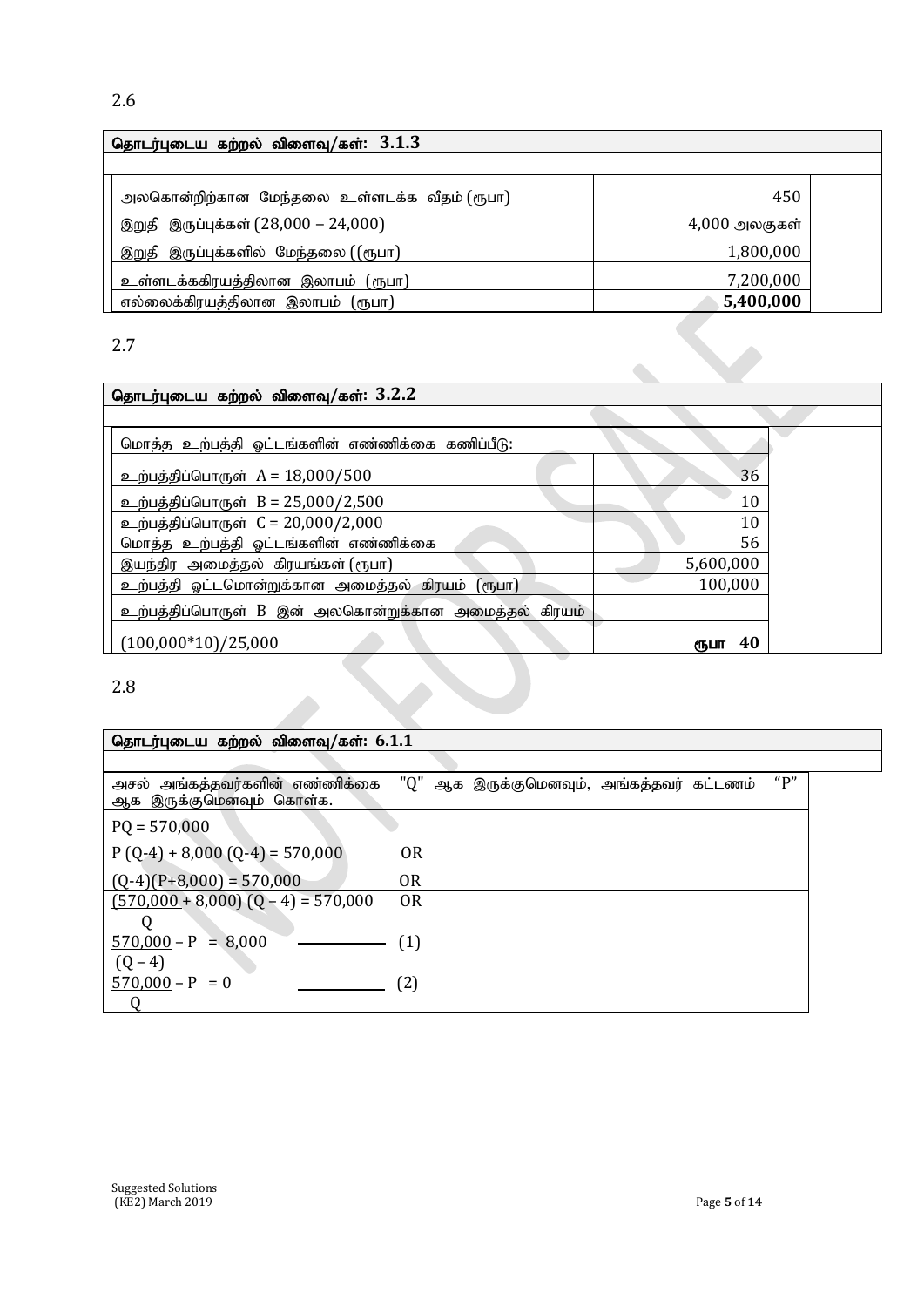2.6

| தொடர்புடைய கற்றல் விளைவு/கள்: 3.1.3 | |
|---|---|
| அலகொன்றிற்கான மேந்தலை உள்ளடக்க வீதம் (ரூபா) | 450 |
| இறுதி இருப்புக்கள் (28,000 – 24,000) | 4,000 அலகுகள் |
| இறுதி இருப்புக்களில் மேந்தலை ((ரூபா) | 1,800,000 |
| உள்ளடக்ககிரயத்திலான இலாபம் (ரூபா) | 7,200,000 |
| எல்லைக்கிரயத்திலான இலாபம் (ரூபா) | **5,400,000** |

2.7

| தொடர்புடைய கற்றல் விளைவு/கள்: 3.2.2 | |
|---|---|
| மொத்த உற்பத்தி ஓட்டங்களின் எண்ணிக்கை கணிப்பீடு: | |
| உற்பத்திப்பொருள் A = 18,000/500 | 36 |
| உற்பத்திப்பொருள் B = 25,000/2,500 | 10 |
| உற்பத்திப்பொருள் C = 20,000/2,000 | 10 |
| மொத்த உற்பத்தி ஓட்டங்களின் எண்ணிக்கை | 56 |
| இயந்திர அமைத்தல் கிரயங்கள் (ரூபா) | 5,600,000 |
| உற்பத்தி ஓட்டமொன்றுக்கான அமைத்தல் கிரயம் (ரூபா) | 100,000 |
| உற்பத்திப்பொருள் B இன் அலகொன்றுக்கான அமைத்தல் கிரயம் | |
| (100,000*10)/25,000 | **ரூபா 40** |

2.8

**தொடர்புடைய கற்றல் விளைவு/கள்: 6.1.1**

அசல் அங்கத்தவர்களின் எண்ணிக்கை "Q" ஆக இருக்குமெனவும், அங்கத்தவர் கட்டணம் "P" ஆக இருக்குமெனவும் கொள்க.

$PQ = 570,000$

$P(Q-4) + 8,000(Q-4) = 570,000$ OR

$(Q-4)(P+8,000) = 570,000$ OR

$\left(\frac{570,000}{Q} + 8,000\right)(Q-4) = 570,000$ OR

$\frac{570,000}{(Q-4)} - P = 8,000$ ———— (1)

$\frac{570,000}{Q} - P = 0$ ———— (2)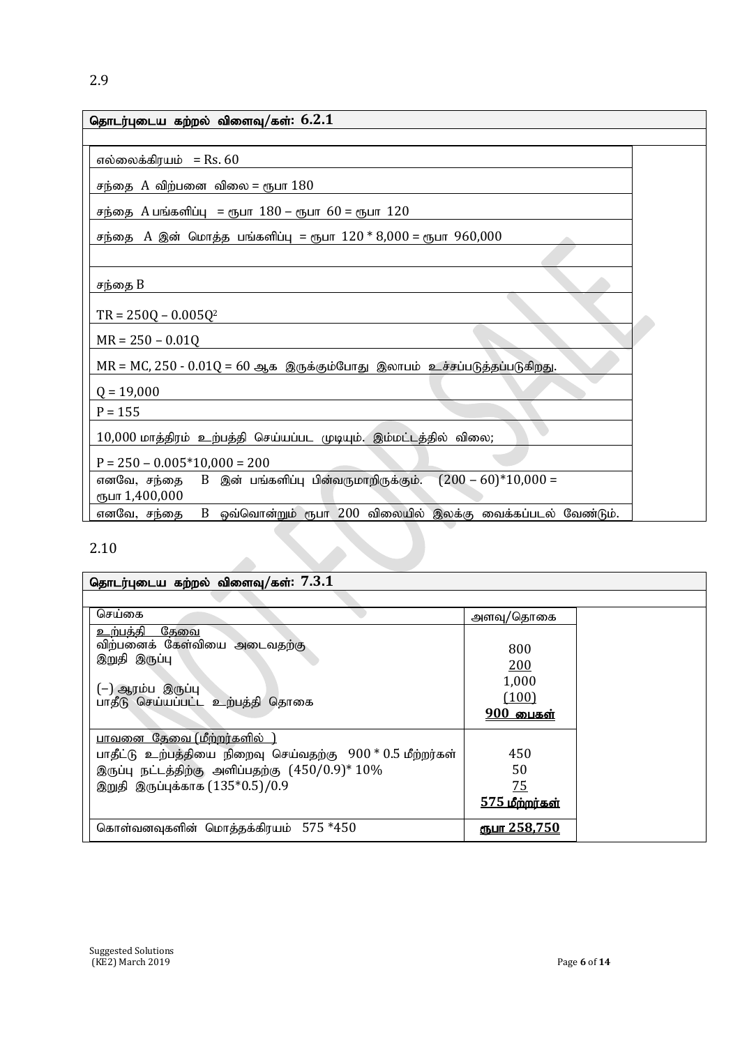2.9

**தொடர்புடைய கற்றல் விளைவு/கள்: 6.2.1**

எல்லைக்கிரயம் = Rs. 60

சந்தை A விற்பனை விலை = ரூபா 180

சந்தை A பங்களிப்பு = ரூபா 180 – ரூபா 60 = ரூபா 120

சந்தை A இன் மொத்த பங்களிப்பு = ரூபா 120 * 8,000 = ரூபா 960,000

சந்தை B

$TR = 250Q - 0.005Q^2$

$MR = 250 - 0.01Q$

MR = MC, $250 - 0.01Q = 60$ ஆக இருக்கும்போது இலாபம் உச்சப்படுத்தப்படுகிறது.

$Q = 19,000$

$P = 155$

10,000 மாத்திரம் உற்பத்தி செய்யப்பட முடியும். இம்மட்டத்தில் விலை;

$P = 250 - 0.005*10,000 = 200$

எனவே, சந்தை B இன் பங்களிப்பு பின்வருமாறிருக்கும். $(200 - 60)*10,000$ = ரூபா 1,400,000

எனவே, சந்தை B ஒவ்வொன்றும் ரூபா 200 விலையில் இலக்கு வைக்கப்படல் வேண்டும்.

2.10

**தொடர்புடைய கற்றல் விளைவு/கள்: 7.3.1**

| செய்கை | அளவு/தொகை |
|---|---|
| <u>உற்பத்தி தேவை</u> | |
| விற்பனைக் கேள்வியை அடைவதற்கு | 800 |
| இறுதி இருப்பு | <u>200</u> |
| | 1,000 |
| (−) ஆரம்ப இருப்பு | <u>(100)</u> |
| பாதீடு செய்யப்பட்ட உற்பத்தி தொகை | **<u>900 பைகள்</u>** |
| <u>பாவனை தேவை (மீற்றர்களில் )</u> | |
| பாதீட்டு உற்பத்தியை நிறைவு செய்வதற்கு 900 * 0.5 மீற்றர்கள் | 450 |
| இருப்பு நட்டத்திற்கு அளிப்பதற்கு (450/0.9)* 10% | 50 |
| இறுதி இருப்புக்காக (135*0.5)/0.9 | <u>75</u> |
| | **<u>575 மீற்றர்கள்</u>** |
| கொள்வனவுகளின் மொத்தக்கிரயம் 575 *450 | **<u>ரூபா 258,750</u>** |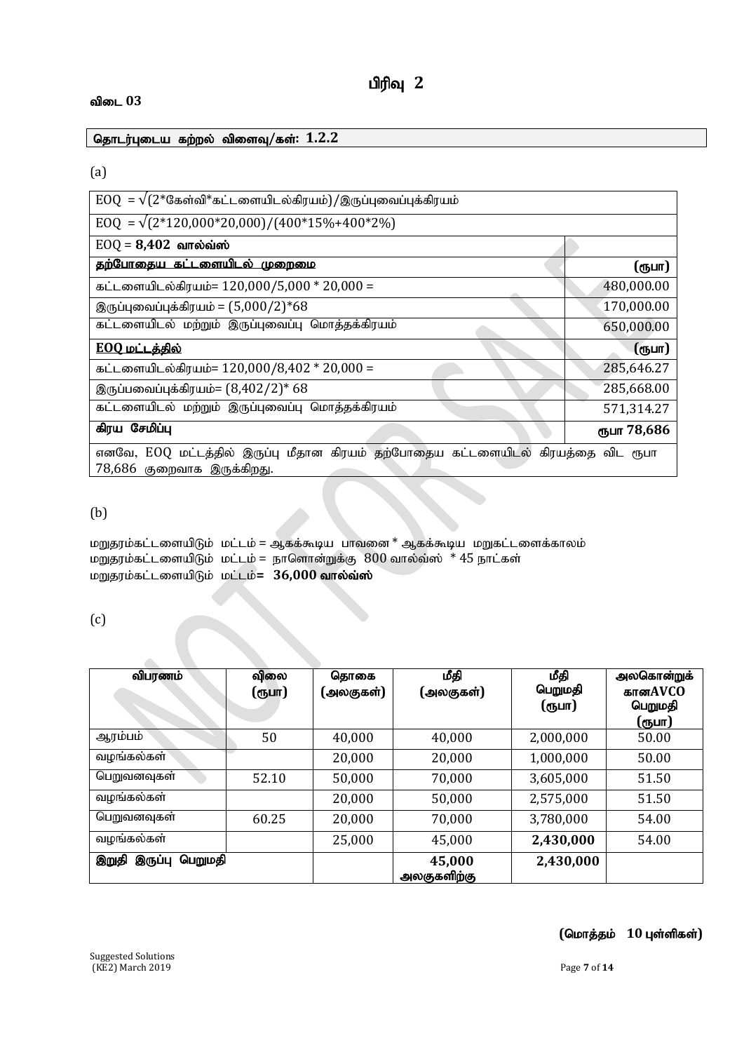# பிரிவு 2

**விடை 03**

**தொடர்புடைய கற்றல் விளைவு/கள்: 1.2.2**

(a)

| EOQ = √(2*கேள்வி*கட்டளையிடல்கிரயம்)/இருப்புவைப்புக்கிரயம் | |
|---|---|
| EOQ = √(2*120,000*20,000)/(400*15%+400*2%) | |
| EOQ = **8,402 வால்வ்ஸ்** | |
| **தற்போதைய கட்டளையிடல் முறைமை** | **(ரூபா)** |
| கட்டளையிடல்கிரயம்= 120,000/5,000 * 20,000 = | 480,000.00 |
| இருப்புவைப்புக்கிரயம் = (5,000/2)*68 | 170,000.00 |
| கட்டளையிடல் மற்றும் இருப்புவைப்பு மொத்தக்கிரயம் | 650,000.00 |
| **EOQ மட்டத்தில்** | **(ரூபா)** |
| கட்டளையிடல்கிரயம்= 120,000/8,402 * 20,000 = | 285,646.27 |
| இருப்பவைப்புக்கிரயம்= (8,402/2)* 68 | 285,668.00 |
| கட்டளையிடல் மற்றும் இருப்புவைப்பு மொத்தக்கிரயம் | 571,314.27 |
| **கிரய சேமிப்பு** | **ரூபா 78,686** |
| எனவே, EOQ மட்டத்தில் இருப்பு மீதான கிரயம் தற்போதைய கட்டளையிடல் கிரயத்தை விட ரூபா 78,686 குறைவாக இருக்கிறது. | |

(b)

மறுதரம்கட்டளையிடும் மட்டம் = ஆகக்கூடிய பாவனை * ஆகக்கூடிய மறுகட்டளைக்காலம்
மறுதரம்கட்டளையிடும் மட்டம் = நாளொன்றுக்கு 800 வால்வ்ஸ் * 45 நாட்கள்
மறுதரம்கட்டளையிடும் மட்டம்**= 36,000 வால்வ்ஸ்**

(c)

| விபரணம் | விலை (ரூபா) | தொகை (அலகுகள்) | மீதி (அலகுகள்) | மீதி பெறுமதி (ரூபா) | அலகொன்றுக் கானAVCO பெறுமதி (ரூபா) |
|---|---|---|---|---|---|
| ஆரம்பம் | 50 | 40,000 | 40,000 | 2,000,000 | 50.00 |
| வழங்கல்கள் | | 20,000 | 20,000 | 1,000,000 | 50.00 |
| பெறுவனவுகள் | 52.10 | 50,000 | 70,000 | 3,605,000 | 51.50 |
| வழங்கல்கள் | | 20,000 | 50,000 | 2,575,000 | 51.50 |
| பெறுவனவுகள் | 60.25 | 20,000 | 70,000 | 3,780,000 | 54.00 |
| வழங்கல்கள் | | 25,000 | 45,000 | **2,430,000** | 54.00 |
| **இறுதி இருப்பு பெறுமதி** | | | **45,000 அலகுகளிற்கு** | **2,430,000** | |

**(மொத்தம் 10 புள்ளிகள்)**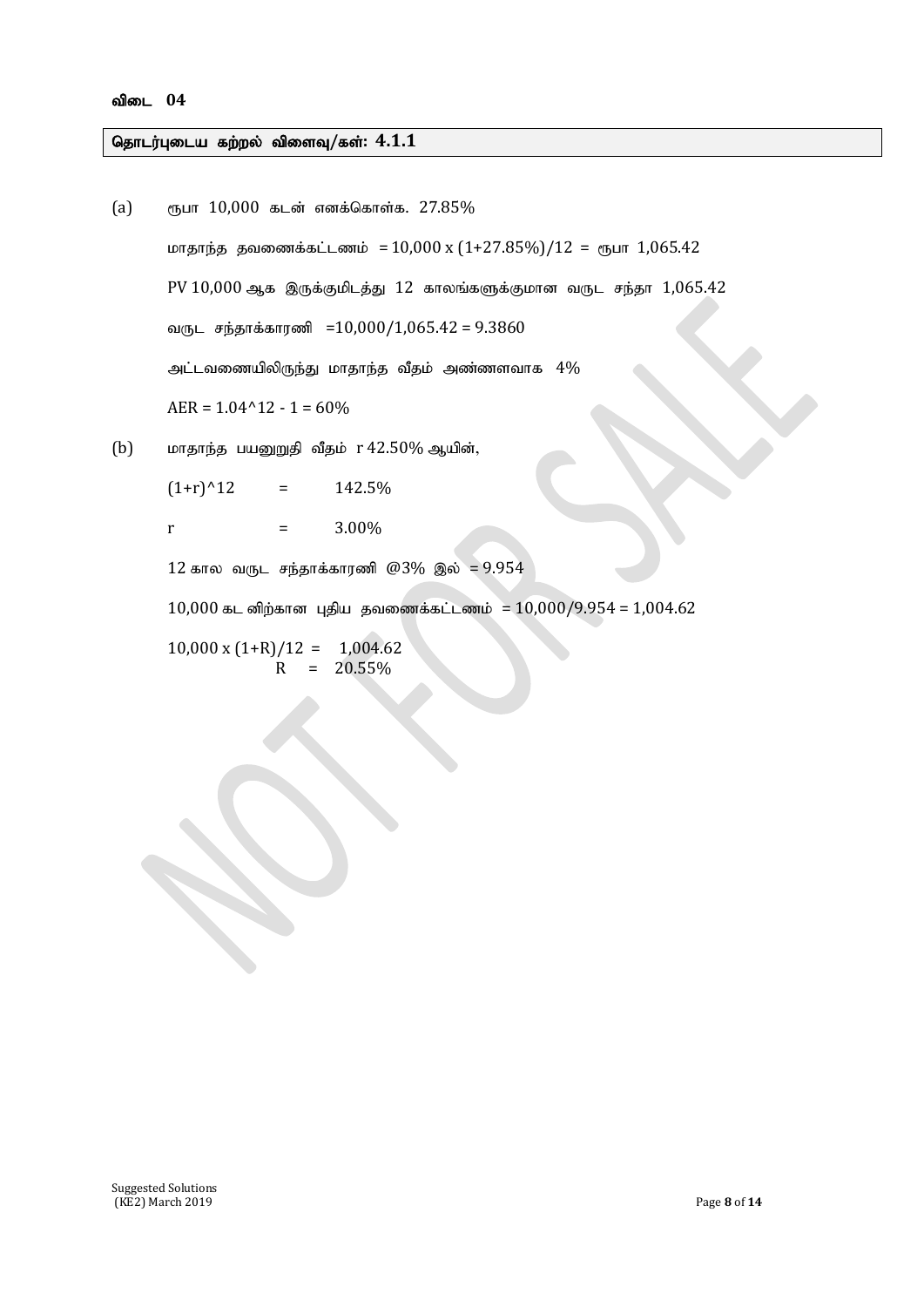**விடை 04**

**தொடர்புடைய கற்றல் விளைவு/கள்: 4.1.1**

(a) ரூபா 10,000 கடன் எனக்கொள்க. 27.85%

மாதாந்த தவணைக்கட்டணம் $= 10,000 \times (1+27.85\%)/12$ = ரூபா 1,065.42

PV 10,000 ஆக இருக்குமிடத்து 12 காலங்களுக்குமான வருட சந்தா 1,065.42

வருட சந்தாக்காரணி $= 10,000/1,065.42 = 9.3860$

அட்டவணையிலிருந்து மாதாந்த வீதம் அண்ணளவாக 4%

$AER = 1.04^{12} - 1 = 60\%$

(b) மாதாந்த பயனுறுதி வீதம் r 42.50% ஆயின்,

$(1+r)^{12} = 142.5\%$

$r = 3.00\%$

12 கால வருட சந்தாக்காரணி @3% இல் = 9.954

10,000 கடனிற்கான புதிய தவணைக்கட்டணம் $= 10,000/9.954 = 1,004.62$

$10,000 \times (1+R)/12 = 1,004.62$

$R = 20.55\%$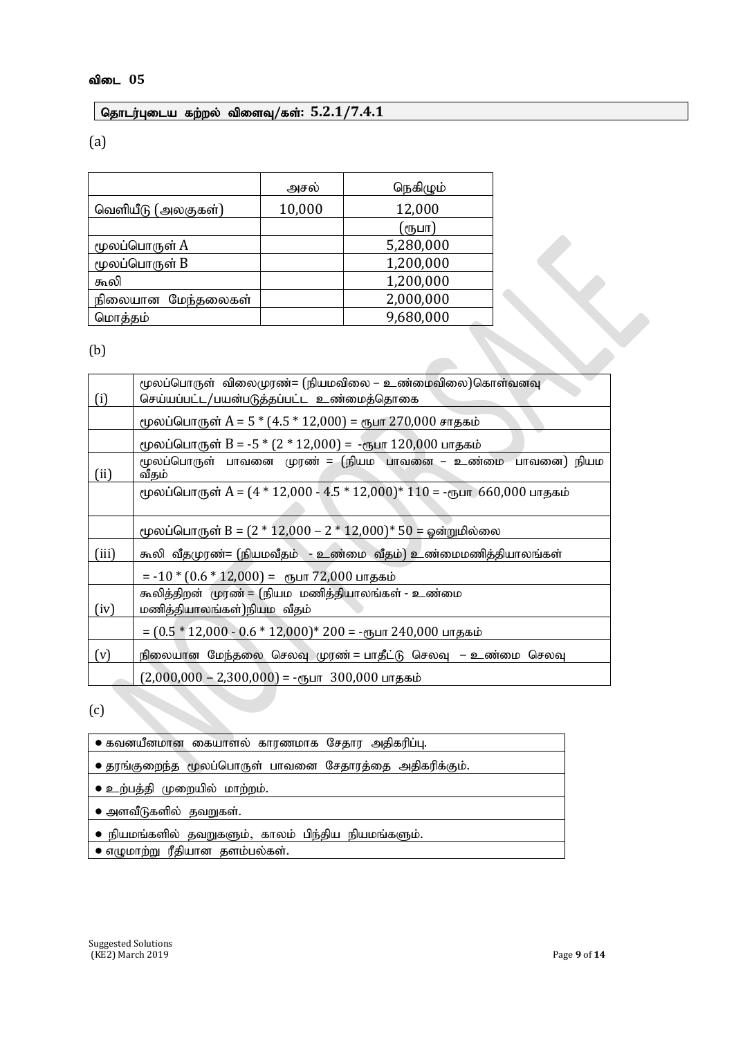**விடை 05**

**தொடர்புடைய கற்றல் விளைவு/கள்: 5.2.1/7.4.1**

(a)

| | அசல் | நெகிழும் |
|---|---|---|
| வெளியீடு (அலகுகள்) | 10,000 | 12,000 |
| | | (ரூபா) |
| மூலப்பொருள் A | | 5,280,000 |
| மூலப்பொருள் B | | 1,200,000 |
| கூலி | | 1,200,000 |
| நிலையான மேந்தலைகள் | | 2,000,000 |
| மொத்தம் | | 9,680,000 |

(b)

| | |
|---|---|
| (i) | மூலப்பொருள் விலைமுரண்= (நியமவிலை – உண்மைவிலை)கொள்வனவு செய்யப்பட்ட/பயன்படுத்தப்பட்ட உண்மைத்தொகை |
| | மூலப்பொருள் A = 5 * (4.5 * 12,000) = ரூபா 270,000 சாதகம் |
| | மூலப்பொருள் B = -5 * (2 * 12,000) = -ரூபா 120,000 பாதகம் |
| (ii) | மூலப்பொருள் பாவனை முரண் = (நியம பாவனை – உண்மை பாவனை) நியம வீதம் |
| | மூலப்பொருள் A = (4 * 12,000 - 4.5 * 12,000)* 110 = -ரூபா 660,000 பாதகம் |
| | மூலப்பொருள் B = (2 * 12,000 – 2 * 12,000)* 50 = ஒன்றுமில்லை |
| (iii) | கூலி வீதமுரண்= (நியமவீதம் - உண்மை வீதம்) உண்மைமணித்தியாலங்கள் |
| | = -10 * (0.6 * 12,000) = ரூபா 72,000 பாதகம் |
| (iv) | கூலித்திறன் முரண் = (நியம மணித்தியாலங்கள் - உண்மை மணித்தியாலங்கள்)நியம வீதம் |
| | = (0.5 * 12,000 - 0.6 * 12,000)* 200 = -ரூபா 240,000 பாதகம் |
| (v) | நிலையான மேந்தலை செலவு முரண் = பாதீட்டு செலவு – உண்மை செலவு |
| | (2,000,000 – 2,300,000) = -ரூபா 300,000 பாதகம் |

(c)

- கவனயீனமான கையாளல் காரணமாக சேதார அதிகரிப்பு.
- தரங்குறைந்த மூலப்பொருள் பாவனை சேதாரத்தை அதிகரிக்கும்.
- உற்பத்தி முறையில் மாற்றம்.
- அளவீடுகளில் தவறுகள்.
- நியமங்களில் தவறுகளும், காலம் பிந்திய நியமங்களும்.
- எழுமாற்று ரீதியான தளம்பல்கள்.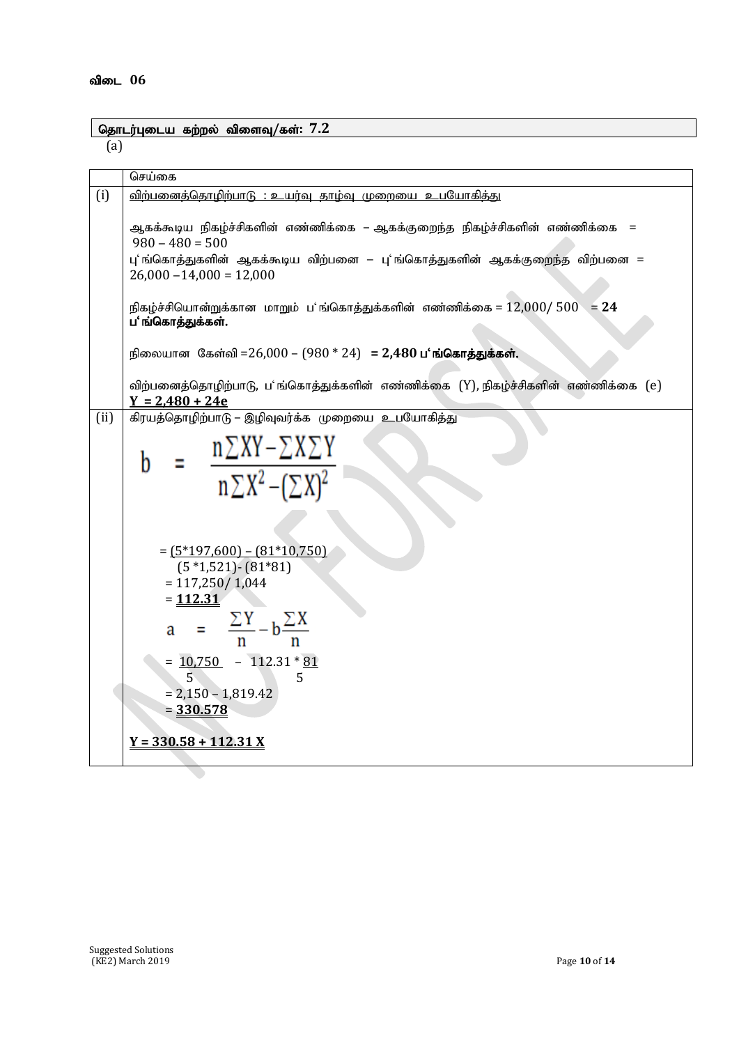**விடை 06**

| தொடர்புடைய கற்றல் விளைவு/கள்: 7.2 |
|---|

(a)

| | செய்கை |
|---|---|
| (i) | <u>விற்பனைத்தொழிற்பாடு : உயர்வு தாழ்வு முறையை உபயோகித்து</u><br><br>ஆகக்கூடிய நிகழ்ச்சிகளின் எண்ணிக்கை – ஆகக்குறைந்த நிகழ்ச்சிகளின் எண்ணிக்கை = 980 – 480 = 500<br>புʼங்கொத்துகளின் ஆகக்கூடிய விற்பனை – புʼங்கொத்துகளின் ஆகக்குறைந்த விற்பனை = 26,000 –14,000 = 12,000<br><br>நிகழ்ச்சியொன்றுக்கான மாறும் பʼங்கொத்துக்களின் எண்ணிக்கை = 12,000/ 500 = **24 பʼங்கொத்துக்கள்.**<br><br>நிலையான கேள்வி =26,000 – (980 * 24) **= 2,480 பʼங்கொத்துக்கள்.**<br><br>விற்பனைத்தொழிற்பாடு, பʼங்கொத்துக்களின் எண்ணிக்கை (Y), நிகழ்ச்சிகளின் எண்ணிக்கை (e)<br>**<u>Y = 2,480 + 24e</u>** |
| (ii) | கிரயத்தொழிற்பாடு – இழிவுவர்க்க முறையை உபயோகித்து<br><br>$$b = \frac{n\sum XY - \sum X \sum Y}{n\sum X^2 - (\sum X)^2}$$<br><br>$= \frac{(5*197,600) - (81*10,750)}{(5*1,521) - (81*81)}$<br>= 117,250/ 1,044<br>= **<u>112.31</u>**<br><br>$$a = \frac{\sum Y}{n} - b\frac{\sum X}{n}$$<br><br>$= \frac{10,750}{5} - 112.31 * \frac{81}{5}$<br>= 2,150 – 1,819.42<br>= **<u>330.578</u>**<br><br>**<u>Y = 330.58 + 112.31 X</u>** |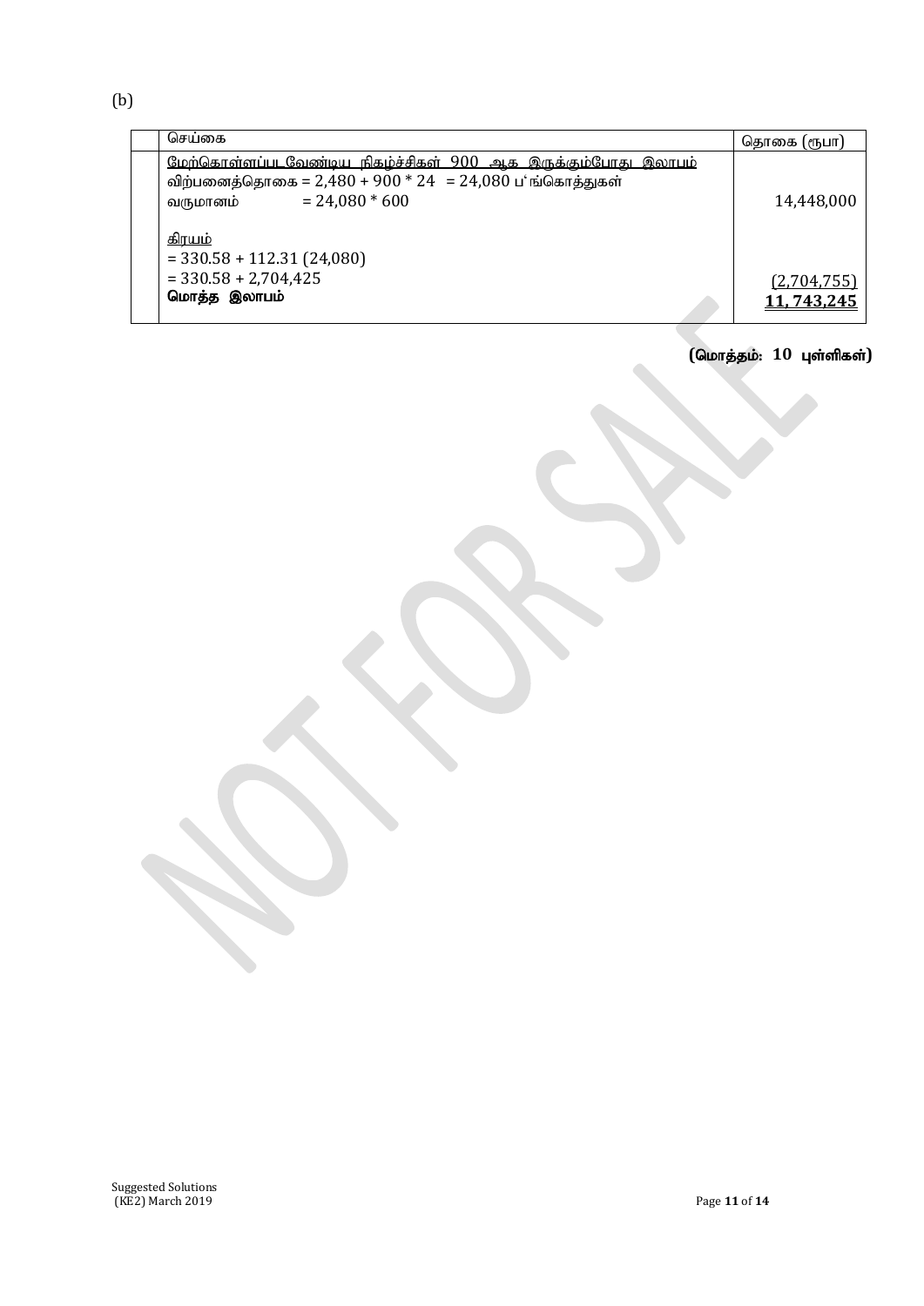(b)

| | செய்கை | தொகை (ரூபா) |
|---|---|---|
| | <u>மேற்கொள்ளப்படவேண்டிய நிகழ்ச்சிகள் 900 ஆக இருக்கும்போது இலாபம்</u><br>விற்பனைத்தொகை = 2,480 + 900 * 24 = 24,080 பங்கொத்துகள்<br>வருமானம் = 24,080 * 600 | 14,448,000 |
| | <u>கிரயம்</u><br>= 330.58 + 112.31 (24,080)<br>= 330.58 + 2,704,425 | (2,704,755) |
| | **மொத்த இலாபம்** | **11, 743,245** |

**(மொத்தம்: 10 புள்ளிகள்)**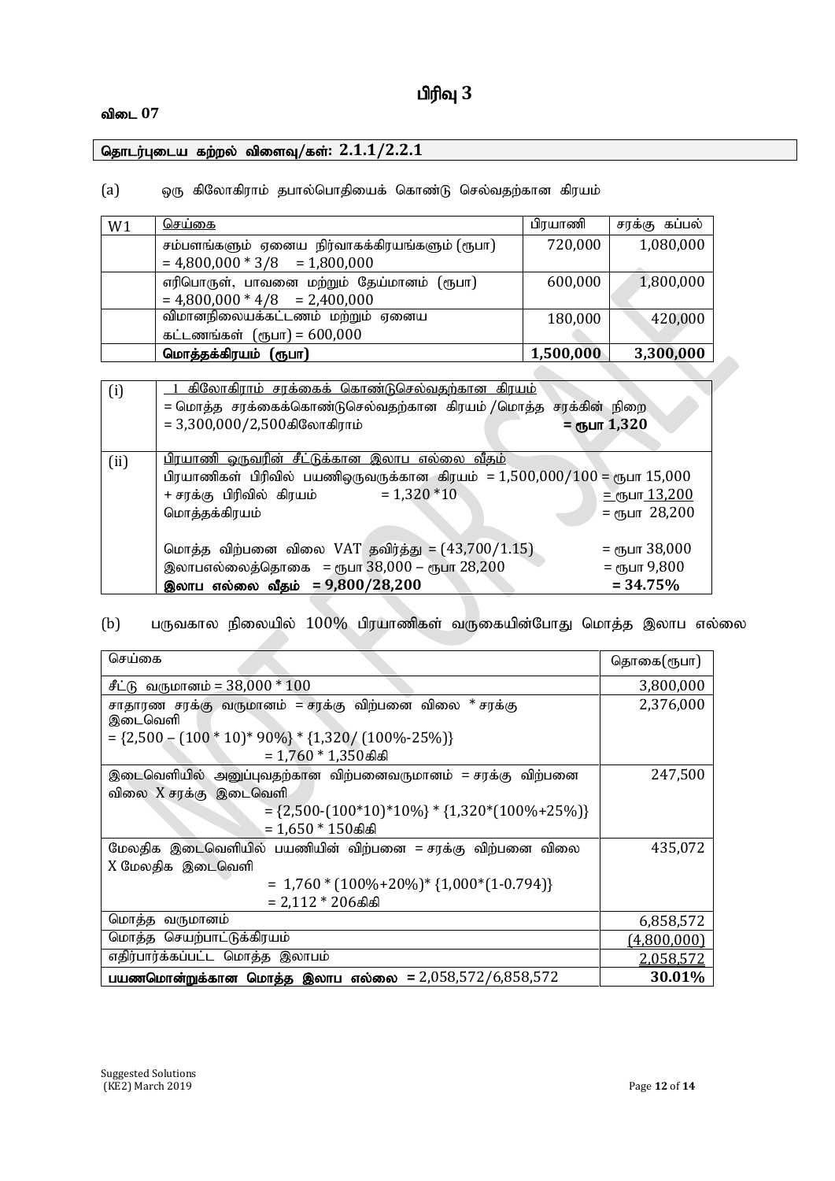# பிரிவு 3

**விடை 07**

| தொடர்புடைய கற்றல் விளைவு/கள்: 2.1.1/2.2.1 |
|---|

(a) ஒரு கிலோகிராம் தபால்பொதியைக் கொண்டு செல்வதற்கான கிரயம்

| W1 | செய்கை | பிரயாணி | சரக்கு கப்பல் |
|---|---|---|---|
| | சம்பளங்களும் ஏனைய நிர்வாகக்கிரயங்களும் (ரூபா) = 4,800,000 * 3/8 = 1,800,000 | 720,000 | 1,080,000 |
| | எரிபொருள், பாவனை மற்றும் தேய்மானம் (ரூபா) = 4,800,000 * 4/8 = 2,400,000 | 600,000 | 1,800,000 |
| | விமானநிலையக்கட்டணம் மற்றும் ஏனைய கட்டணங்கள் (ரூபா) = 600,000 | 180,000 | 420,000 |
| | **மொத்தக்கிரயம் (ரூபா)** | **1,500,000** | **3,300,000** |

| | | |
|---|---|---|
| (i) | 1 கிலோகிராம் சரக்கைக் கொண்டுசெல்வதற்கான கிரயம் | |
| | = மொத்த சரக்கைக்கொண்டுசெல்வதற்கான கிரயம் /மொத்த சரக்கின் நிறை | |
| | = 3,300,000/2,500கிலோகிராம் | **= ரூபா 1,320** |
| (ii) | பிரயாணி ஒருவரின் சீட்டுக்கான இலாப எல்லை வீதம் | |
| | பிரயாணிகள் பிரிவில் பயணிஒருவருக்கான கிரயம் = 1,500,000/100 | = ரூபா 15,000 |
| | + சரக்கு பிரிவில் கிரயம் = 1,320 *10 | = ரூபா 13,200 |
| | மொத்தக்கிரயம் | = ரூபா 28,200 |
| | மொத்த விற்பனை விலை VAT தவிர்த்து = (43,700/1.15) | = ரூபா 38,000 |
| | இலாபஎல்லைத்தொகை = ரூபா 38,000 – ரூபா 28,200 | = ரூபா 9,800 |
| | **இலாப எல்லை வீதம் = 9,800/28,200** | **= 34.75%** |

(b) பருவகால நிலையில் 100% பிரயாணிகள் வருகையின்போது மொத்த இலாப எல்லை

| செய்கை | தொகை(ரூபா) |
|---|---|
| சீட்டு வருமானம் = 38,000 * 100 | 3,800,000 |
| சாதாரண சரக்கு வருமானம் = சரக்கு விற்பனை விலை * சரக்கு இடைவெளி = {2,500 – (100 * 10)* 90%} * {1,320/ (100%-25%)} = 1,760 * 1,350கிகி | 2,376,000 |
| இடைவெளியில் அனுப்புவதற்கான விற்பனைவருமானம் = சரக்கு விற்பனை விலை X சரக்கு இடைவெளி = {2,500-(100*10)*10%} * {1,320*(100%+25%)} = 1,650 * 150கிகி | 247,500 |
| மேலதிக இடைவெளியில் பயணியின் விற்பனை = சரக்கு விற்பனை விலை X மேலதிக இடைவெளி = 1,760 * (100%+20%)* {1,000*(1-0.794)} = 2,112 * 206கிகி | 435,072 |
| மொத்த வருமானம் | 6,858,572 |
| மொத்த செயற்பாட்டுக்கிரயம் | (4,800,000) |
| எதிர்பார்க்கப்பட்ட மொத்த இலாபம் | 2,058,572 |
| **பயணமொன்றுக்கான மொத்த இலாப எல்லை** = 2,058,572/6,858,572 | **30.01%** |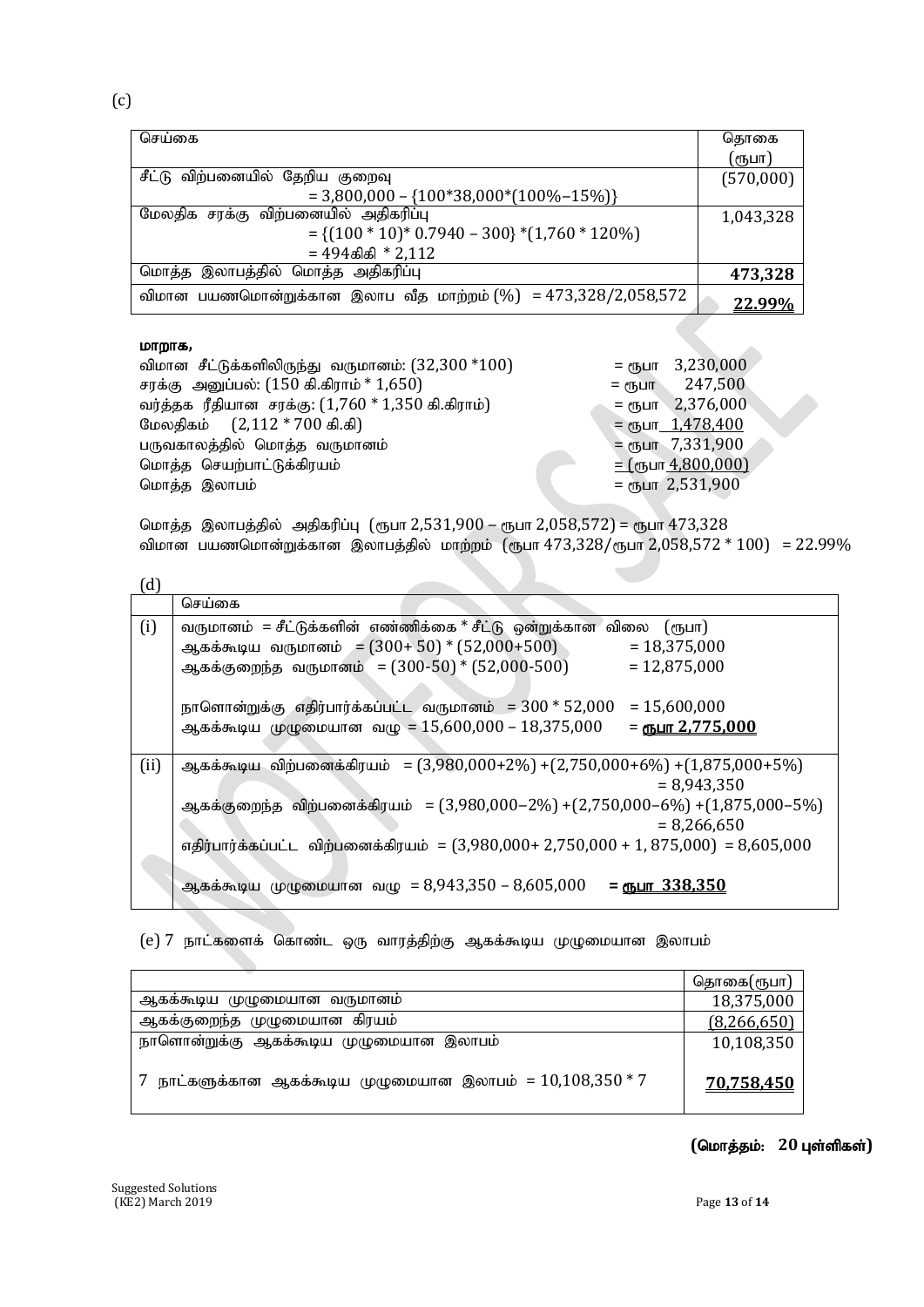(c)

| செய்கை | தொகை (ரூபா) |
|---|---|
| சீட்டு விற்பனையில் தேறிய குறைவு<br>= 3,800,000 – {100*38,000*(100%–15%)} | (570,000) |
| மேலதிக சரக்கு விற்பனையில் அதிகரிப்பு<br>= {(100 * 10)* 0.7940 – 300} *(1,760 * 120%)<br>= 494கிகி * 2,112 | 1,043,328 |
| மொத்த இலாபத்தில் மொத்த அதிகரிப்பு | **473,328** |
| விமான பயணமொன்றுக்கான இலாப வீத மாற்றம் (%) = 473,328/2,058,572 | **<u>22.99%</u>** |

**மாறாக,**

| | |
|---|---|
| விமான சீட்டுக்களிலிருந்து வருமானம்: (32,300 *100) | = ரூபா 3,230,000 |
| சரக்கு அனுப்பல்: (150 கி.கிராம் * 1,650) | = ரூபா 247,500 |
| வர்த்தக ரீதியான சரக்கு: (1,760 * 1,350 கி.கிராம்) | = ரூபா 2,376,000 |
| மேலதிகம் (2,112 * 700 கி.கி) | = ரூபா <u>1,478,400</u> |
| பருவகாலத்தில் மொத்த வருமானம் | = ரூபா 7,331,900 |
| மொத்த செயற்பாட்டுக்கிரயம் | = <u>(ரூபா 4,800,000)</u> |
| மொத்த இலாபம் | = ரூபா 2,531,900 |

மொத்த இலாபத்தில் அதிகரிப்பு (ரூபா 2,531,900 – ரூபா 2,058,572) = ரூபா 473,328

விமான பயணமொன்றுக்கான இலாபத்தில் மாற்றம் (ரூபா 473,328/ரூபா 2,058,572 * 100) = 22.99%

(d)

| | செய்கை |
|---|---|
| (i) | வருமானம் = சீட்டுக்களின் எண்ணிக்கை * சீட்டு ஒன்றுக்கான விலை (ரூபா)<br>ஆகக்கூடிய வருமானம் = (300+ 50) * (52,000+500) = 18,375,000<br>ஆகக்குறைந்த வருமானம் = (300-50) * (52,000-500) = 12,875,000<br><br>நாளொன்றுக்கு எதிர்பார்க்கப்பட்ட வருமானம் = 300 * 52,000 = 15,600,000<br>ஆகக்கூடிய முழுமையான வழு = 15,600,000 – 18,375,000 = **<u>ரூபா 2,775,000</u>** |
| (ii) | ஆகக்கூடிய விற்பனைக்கிரயம் = (3,980,000+2%) +(2,750,000+6%) +(1,875,000+5%)<br>= 8,943,350<br>ஆகக்குறைந்த விற்பனைக்கிரயம் = (3,980,000–2%) +(2,750,000–6%) +(1,875,000–5%)<br>= 8,266,650<br>எதிர்பார்க்கப்பட்ட விற்பனைக்கிரயம் = (3,980,000+ 2,750,000 + 1, 875,000) = 8,605,000<br><br>ஆகக்கூடிய முழுமையான வழு = 8,943,350 – 8,605,000 = **<u>ரூபா 338,350</u>** |

(e) 7 நாட்களைக் கொண்ட ஒரு வாரத்திற்கு ஆகக்கூடிய முழுமையான இலாபம்

| | தொகை(ரூபா) |
|---|---|
| ஆகக்கூடிய முழுமையான வருமானம் | 18,375,000 |
| ஆகக்குறைந்த முழுமையான கிரயம் | <u>(8,266,650)</u> |
| நாளொன்றுக்கு ஆகக்கூடிய முழுமையான இலாபம் | 10,108,350 |
| 7 நாட்களுக்கான ஆகக்கூடிய முழுமையான இலாபம் = 10,108,350 * 7 | **<u>70,758,450</u>** |

**(மொத்தம்: 20 புள்ளிகள்)**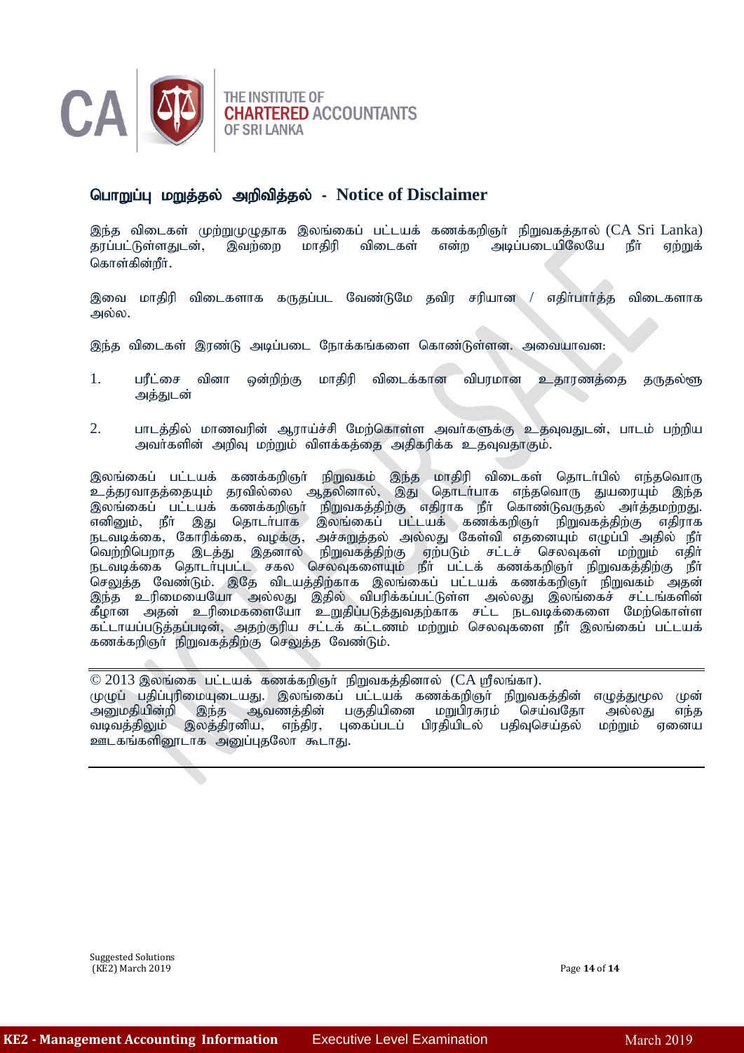THE INSTITUTE OF CHARTERED ACCOUNTANTS OF SRI LANKA

## பொறுப்பு மறுத்தல் அறிவித்தல் - Notice of Disclaimer

இந்த விடைகள் முற்றுமுழுதாக இலங்கைப் பட்டயக் கணக்கறிஞர் நிறுவகத்தால் (CA Sri Lanka) தரப்பட்டுள்ளதுடன், இவற்றை மாதிரி விடைகள் என்ற அடிப்படையிலேயே நீர் ஏற்றுக் கொள்கின்றீர்.

இவை மாதிரி விடைகளாக கருதப்பட வேண்டுமே தவிர சரியான / எதிர்பார்த்த விடைகளாக அல்ல.

இந்த விடைகள் இரண்டு அடிப்படை நோக்கங்களை கொண்டுள்ளன. அவையாவன:

1. பரீட்சை வினா ஒன்றிற்கு மாதிரி விடைக்கான விபரமான உதாரணத்தை தருதலுடனத்துடன்

2. பாடத்தில் மாணவரின் ஆராய்ச்சி மேற்கொள்ள அவர்களுக்கு உதவுவதுடன், பாடம் பற்றிய அவர்களின் அறிவு மற்றும் விளக்கத்தை அதிகரிக்க உதவுவதாகும்.

இலங்கைப் பட்டயக் கணக்கறிஞர் நிறுவகம் இந்த மாதிரி விடைகள் தொடர்பில் எந்தவொரு உத்தரவாதத்தையும் தரவில்லை ஆதலினால், இது தொடர்பாக எந்தவொரு துயரையும் இந்த இலங்கைப் பட்டயக் கணக்கறிஞர் நிறுவகத்திற்கு எதிராக நீர் கொண்டுவருதல் அர்த்தமற்றது. எனினும், நீர் இது தொடர்பாக இலங்கைப் பட்டயக் கணக்கறிஞர் நிறுவகத்திற்கு எதிராக நடவடிக்கை, கோரிக்கை, வழக்கு, அச்சுறுத்தல் அல்லது கேள்வி எதனையும் எழுப்பி அதில் நீர் வெற்றிபெறாத இடத்து இதனால் நிறுவகத்திற்கு ஏற்படும் சட்டச் செலவுகள் மற்றும் எதிர் நடவடிக்கை தொடர்புபட்ட சகல செலவுகளையும் நீர் பட்டக் கணக்கறிஞர் நிறுவகத்திற்கு நீர் செலுத்த வேண்டும். இதே விடயத்திற்காக இலங்கைப் பட்டயக் கணக்கறிஞர் நிறுவகம் அதன் இந்த உரிமையையோ அல்லது இதில் விபரிக்கப்பட்டுள்ள அல்லது இலங்கைச் சட்டங்களின் கீழான அதன் உரிமைகளையோ உறுதிப்படுத்துவதற்காக சட்ட நடவடிக்கைகளை மேற்கொள்ள கட்டாயப்படுத்தப்படின், அதற்குரிய சட்டக் கட்டணம் மற்றும் செலவுகளை நீர் இலங்கைப் பட்டயக் கணக்கறிஞர் நிறுவகத்திற்கு செலுத்த வேண்டும்.

---

© 2013 இலங்கை பட்டயக் கணக்கறிஞர் நிறுவகத்தினால் (CA ஸ்ரீலங்கா).
முழுப் பதிப்புரிமையுடையது. இலங்கைப் பட்டயக் கணக்கறிஞர் நிறுவகத்தின் எழுத்துமூல முன் அனுமதியின்றி இந்த ஆவணத்தின் பகுதியினை மறுபிரசுரம் செய்வதோ அல்லது எந்த வடிவத்திலும் இலத்திரனிய, எந்திர, புகைப்படப் பிரதியிடல் பதிவுசெய்தல் மற்றும் ஏனைய ஊடகங்களினூடாக அனுப்புதலோ கூடாது.

---